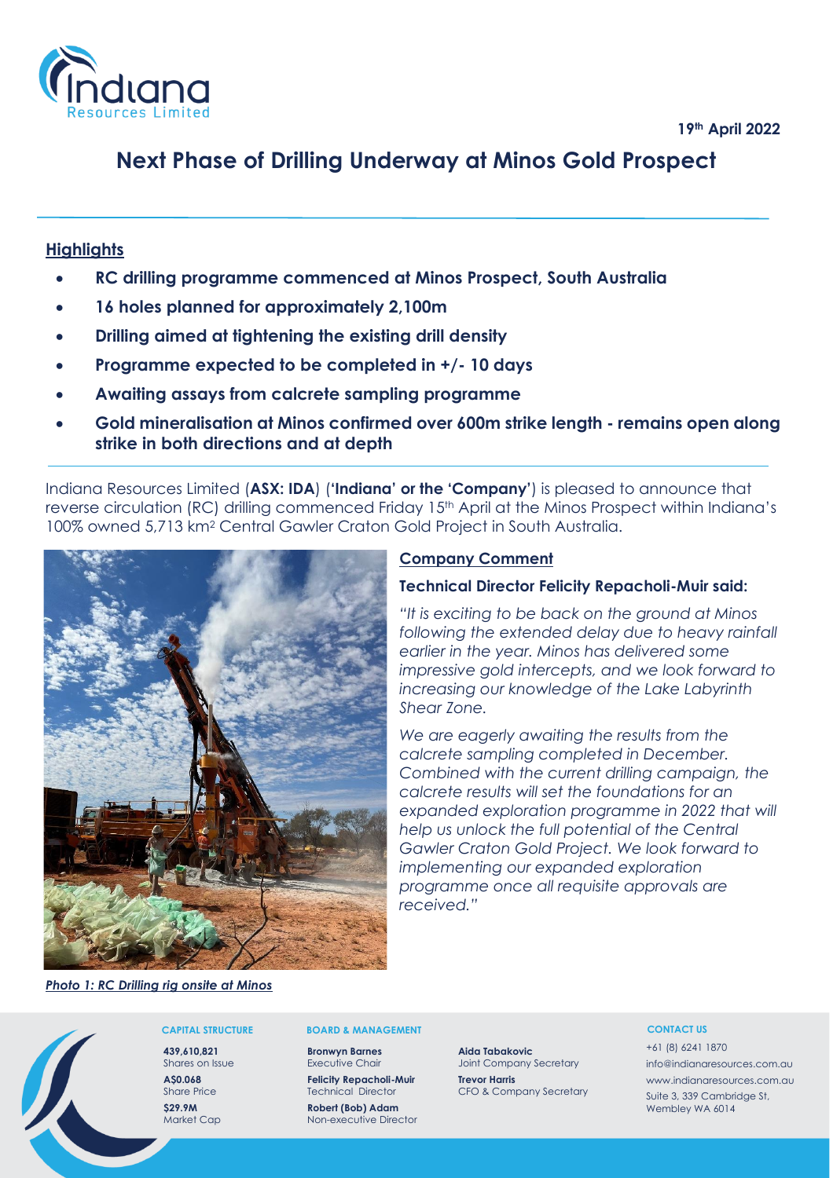19th April 2022

# Next Phase of Drilling Underway at Minos Gold Prospect

## Highlights

- **RC drilling programme commenced at Minos Prospect, South Australia**
- **16 holes planned for approximately 2,100m**
- **Drilling aimed at tightening the existing drill density**
- **Programme expected to be completed in +/- 10 days**
- **Awaiting assays from calcrete sampling programme**
- **Gold mineralisation at Minos confirmed over 600m strike length - remains open along strike in both directions and at depth**

Indiana Resources Limited (**ASX: IDA**) (**'Indiana' or the 'Company'**) is pleased to announce that reverse circulation (RC) drilling commenced Friday 15th April at the Minos Prospect within Indiana's 100% owned 5,713 km² Central Gawler Craton Gold Project in South Australia.

***Photo 1: RC Drilling rig onsite at Minos***

### Company Comment

### Technical Director Felicity Repacholi-Muir said:

*"It is exciting to be back on the ground at Minos following the extended delay due to heavy rainfall earlier in the year. Minos has delivered some impressive gold intercepts, and we look forward to increasing our knowledge of the Lake Labyrinth Shear Zone.*

*We are eagerly awaiting the results from the calcrete sampling completed in December. Combined with the current drilling campaign, the calcrete results will set the foundations for an expanded exploration programme in 2022 that will help us unlock the full potential of the Central Gawler Craton Gold Project. We look forward to implementing our expanded exploration programme once all requisite approvals are received."*

**CAPITAL STRUCTURE**

**439,610,821**
Shares on Issue

**A$0.068**
Share Price

**$29.9M**
Market Cap

**BOARD & MANAGEMENT**

**Bronwyn Barnes**
Executive Chair

**Felicity Repacholi-Muir**
Technical Director

**Robert (Bob) Adam**
Non-executive Director

**Aida Tabakovic**
Joint Company Secretary

**Trevor Harris**
CFO & Company Secretary

**CONTACT US**

+61 (8) 6241 1870
info@indianaresources.com.au
www.indianaresources.com.au
Suite 3, 339 Cambridge St,
Wembley WA 6014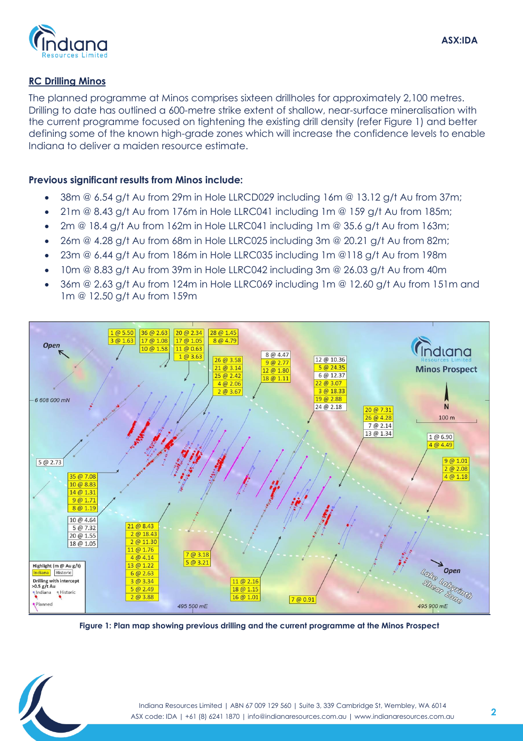## RC Drilling Minos

The planned programme at Minos comprises sixteen drillholes for approximately 2,100 metres. Drilling to date has outlined a 600-metre strike extent of shallow, near-surface mineralisation with the current programme focused on tightening the existing drill density (refer Figure 1) and better defining some of the known high-grade zones which will increase the confidence levels to enable Indiana to deliver a maiden resource estimate.

**Previous significant results from Minos include:**

- 38m @ 6.54 g/t Au from 29m in Hole LLRCD029 including 16m @ 13.12 g/t Au from 37m;
- 21m @ 8.43 g/t Au from 176m in Hole LLRC041 including 1m @ 159 g/t Au from 185m;
- 2m @ 18.4 g/t Au from 162m in Hole LLRC041 including 1m @ 35.6 g/t Au from 163m;
- 26m @ 4.28 g/t Au from 68m in Hole LLRC025 including 3m @ 20.21 g/t Au from 82m;
- 23m @ 6.44 g/t Au from 186m in Hole LLRC035 including 1m @118 g/t Au from 198m
- 10m @ 8.83 g/t Au from 39m in Hole LLRC042 including 3m @ 26.03 g/t Au from 40m
- 36m @ 2.63 g/t Au from 124m in Hole LLRC069 including 1m @ 12.60 g/t Au from 151m and 1m @ 12.50 g/t Au from 159m

**Figure 1: Plan map showing previous drilling and the current programme at the Minos Prospect**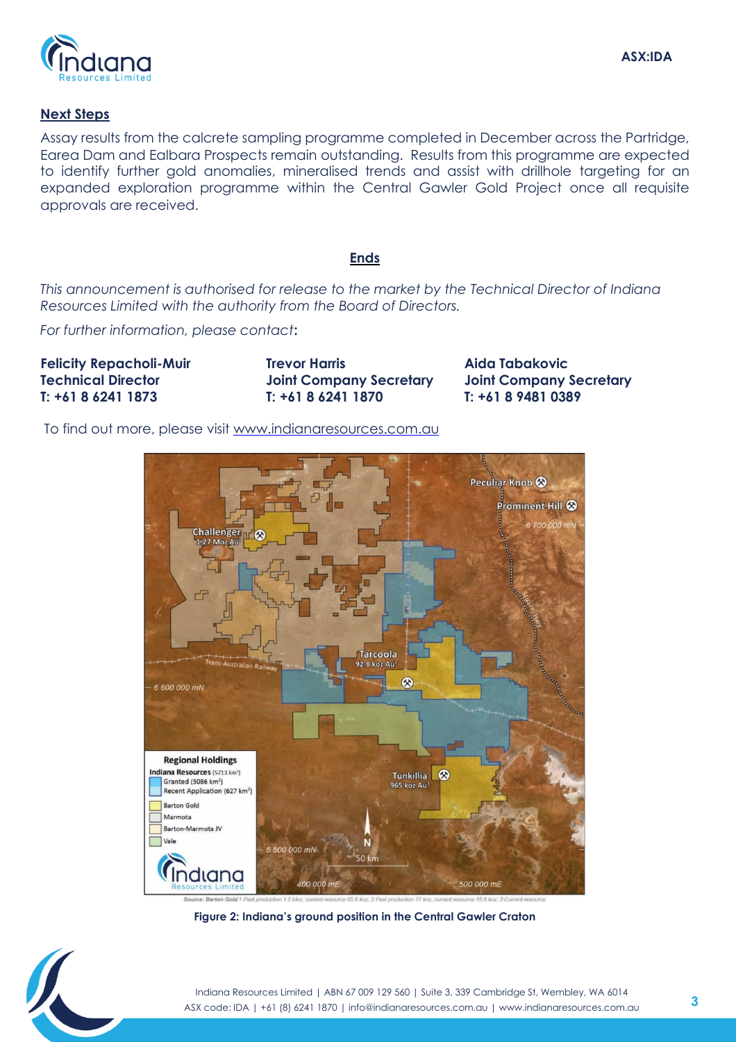## Next Steps

Assay results from the calcrete sampling programme completed in December across the Partridge, Earea Dam and Ealbara Prospects remain outstanding. Results from this programme are expected to identify further gold anomalies, mineralised trends and assist with drillhole targeting for an expanded exploration programme within the Central Gawler Gold Project once all requisite approvals are received.

**Ends**

*This announcement is authorised for release to the market by the Technical Director of Indiana Resources Limited with the authority from the Board of Directors.*

*For further information, please contact:*

**Felicity Repacholi-Muir**
**Technical Director**
**T: +61 8 6241 1873**

**Trevor Harris**
**Joint Company Secretary**
**T: +61 8 6241 1870**

**Aida Tabakovic**
**Joint Company Secretary**
**T: +61 8 9481 0389**

To find out more, please visit www.indianaresources.com.au

**Figure 2: Indiana's ground position in the Central Gawler Craton**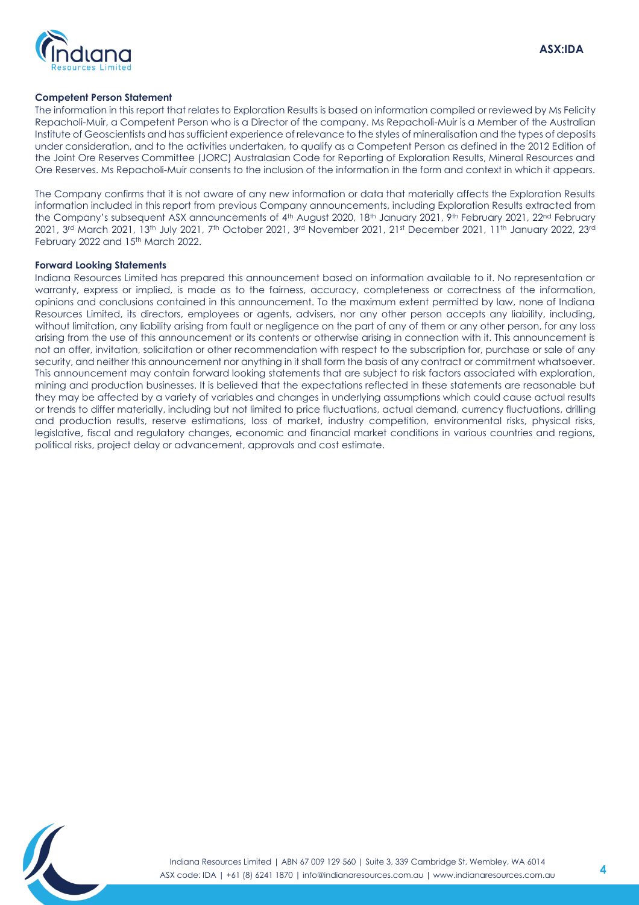**Competent Person Statement**

The information in this report that relates to Exploration Results is based on information compiled or reviewed by Ms Felicity Repacholi-Muir, a Competent Person who is a Director of the company. Ms Repacholi-Muir is a Member of the Australian Institute of Geoscientists and has sufficient experience of relevance to the styles of mineralisation and the types of deposits under consideration, and to the activities undertaken, to qualify as a Competent Person as defined in the 2012 Edition of the Joint Ore Reserves Committee (JORC) Australasian Code for Reporting of Exploration Results, Mineral Resources and Ore Reserves. Ms Repacholi-Muir consents to the inclusion of the information in the form and context in which it appears.

The Company confirms that it is not aware of any new information or data that materially affects the Exploration Results information included in this report from previous Company announcements, including Exploration Results extracted from the Company's subsequent ASX announcements of 4th August 2020, 18th January 2021, 9th February 2021, 22nd February 2021, 3rd March 2021, 13th July 2021, 7th October 2021, 3rd November 2021, 21st December 2021, 11th January 2022, 23rd February 2022 and 15th March 2022.

**Forward Looking Statements**

Indiana Resources Limited has prepared this announcement based on information available to it. No representation or warranty, express or implied, is made as to the fairness, accuracy, completeness or correctness of the information, opinions and conclusions contained in this announcement. To the maximum extent permitted by law, none of Indiana Resources Limited, its directors, employees or agents, advisers, nor any other person accepts any liability, including, without limitation, any liability arising from fault or negligence on the part of any of them or any other person, for any loss arising from the use of this announcement or its contents or otherwise arising in connection with it. This announcement is not an offer, invitation, solicitation or other recommendation with respect to the subscription for, purchase or sale of any security, and neither this announcement nor anything in it shall form the basis of any contract or commitment whatsoever. This announcement may contain forward looking statements that are subject to risk factors associated with exploration, mining and production businesses. It is believed that the expectations reflected in these statements are reasonable but they may be affected by a variety of variables and changes in underlying assumptions which could cause actual results or trends to differ materially, including but not limited to price fluctuations, actual demand, currency fluctuations, drilling and production results, reserve estimations, loss of market, industry competition, environmental risks, physical risks, legislative, fiscal and regulatory changes, economic and financial market conditions in various countries and regions, political risks, project delay or advancement, approvals and cost estimate.